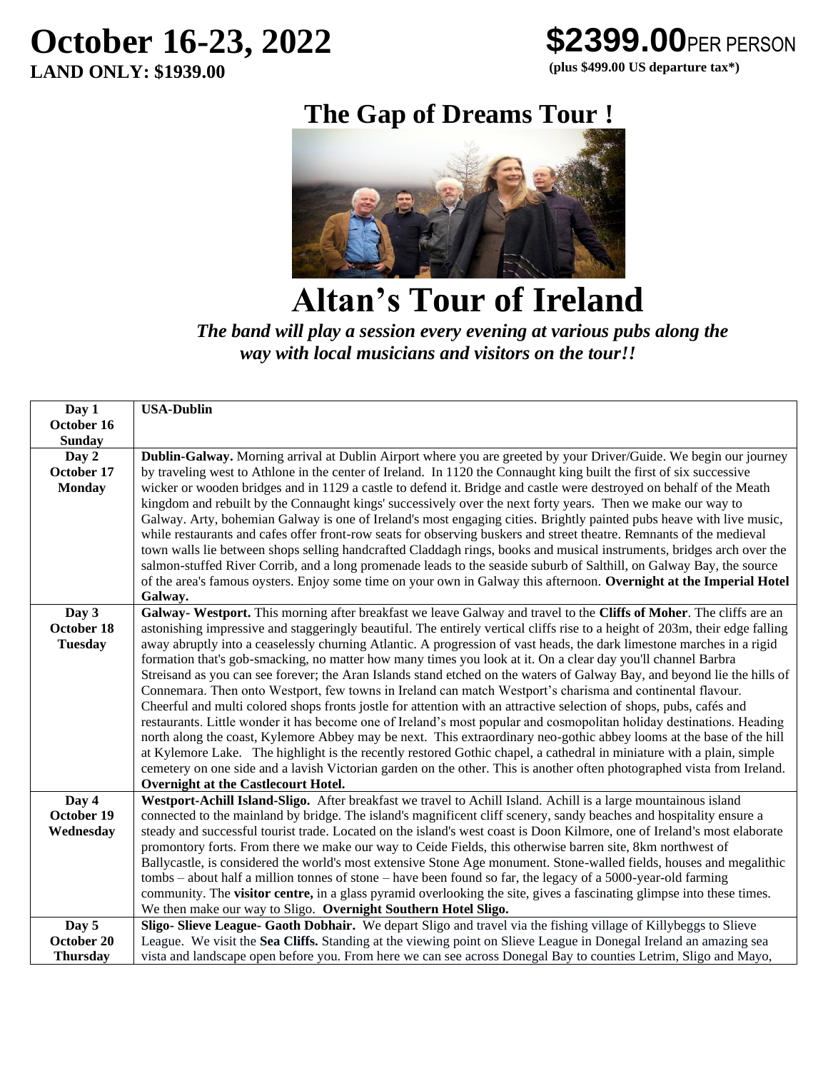# October 16-23, 2022

**LAND ONLY: $1939.00**

**$2399.00** PER PERSON

**(plus $499.00 US departure tax*)**

## The Gap of Dreams Tour !

# Altan's Tour of Ireland

***The band will play a session every evening at various pubs along the way with local musicians and visitors on the tour!!***

| | |
|---|---|
| **Day 1 October 16 Sunday** | **USA-Dublin** |
| **Day 2 October 17 Monday** | **Dublin-Galway.** Morning arrival at Dublin Airport where you are greeted by your Driver/Guide. We begin our journey by traveling west to Athlone in the center of Ireland. In 1120 the Connaught king built the first of six successive wicker or wooden bridges and in 1129 a castle to defend it. Bridge and castle were destroyed on behalf of the Meath kingdom and rebuilt by the Connaught kings' successively over the next forty years. Then we make our way to Galway. Arty, bohemian Galway is one of Ireland's most engaging cities. Brightly painted pubs heave with live music, while restaurants and cafes offer front-row seats for observing buskers and street theatre. Remnants of the medieval town walls lie between shops selling handcrafted Claddagh rings, books and musical instruments, bridges arch over the salmon-stuffed River Corrib, and a long promenade leads to the seaside suburb of Salthill, on Galway Bay, the source of the area's famous oysters. Enjoy some time on your own in Galway this afternoon. **Overnight at the Imperial Hotel Galway.** |
| **Day 3 October 18 Tuesday** | **Galway- Westport.** This morning after breakfast we leave Galway and travel to the **Cliffs of Moher**. The cliffs are an astonishing impressive and staggeringly beautiful. The entirely vertical cliffs rise to a height of 203m, their edge falling away abruptly into a ceaselessly churning Atlantic. A progression of vast heads, the dark limestone marches in a rigid formation that's gob-smacking, no matter how many times you look at it. On a clear day you'll channel Barbra Streisand as you can see forever; the Aran Islands stand etched on the waters of Galway Bay, and beyond lie the hills of Connemara. Then onto Westport, few towns in Ireland can match Westport's charisma and continental flavour. Cheerful and multi colored shops fronts jostle for attention with an attractive selection of shops, pubs, cafés and restaurants. Little wonder it has become one of Ireland's most popular and cosmopolitan holiday destinations. Heading north along the coast, Kylemore Abbey may be next. This extraordinary neo-gothic abbey looms at the base of the hill at Kylemore Lake. The highlight is the recently restored Gothic chapel, a cathedral in miniature with a plain, simple cemetery on one side and a lavish Victorian garden on the other. This is another often photographed vista from Ireland. **Overnight at the Castlecourt Hotel.** |
| **Day 4 October 19 Wednesday** | **Westport-Achill Island-Sligo.** After breakfast we travel to Achill Island. Achill is a large mountainous island connected to the mainland by bridge. The island's magnificent cliff scenery, sandy beaches and hospitality ensure a steady and successful tourist trade. Located on the island's west coast is Doon Kilmore, one of Ireland's most elaborate promontory forts. From there we make our way to Ceide Fields, this otherwise barren site, 8km northwest of Ballycastle, is considered the world's most extensive Stone Age monument. Stone-walled fields, houses and megalithic tombs – about half a million tonnes of stone – have been found so far, the legacy of a 5000-year-old farming community. The **visitor centre,** in a glass pyramid overlooking the site, gives a fascinating glimpse into these times. We then make our way to Sligo. **Overnight Southern Hotel Sligo.** |
| **Day 5 October 20 Thursday** | **Sligo- Slieve League- Gaoth Dobhair.** We depart Sligo and travel via the fishing village of Killybeggs to Slieve League. We visit the **Sea Cliffs.** Standing at the viewing point on Slieve League in Donegal Ireland an amazing sea vista and landscape open before you. From here we can see across Donegal Bay to counties Letrim, Sligo and Mayo, |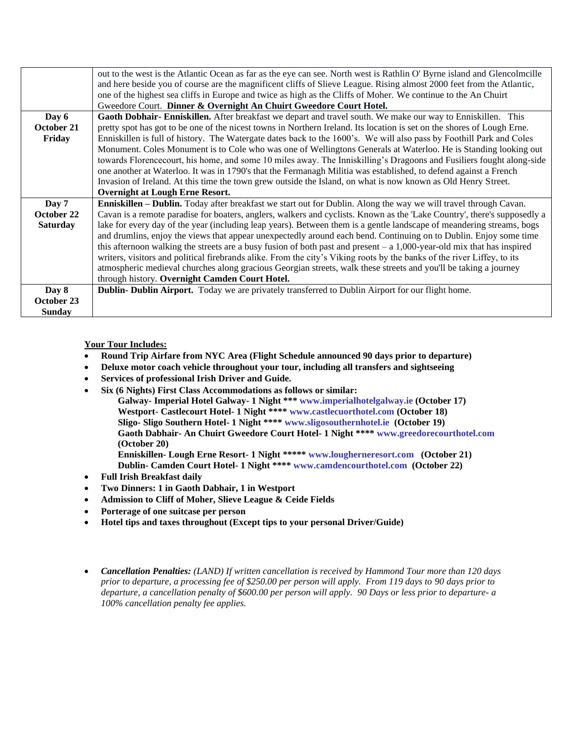| | |
|---|---|
| | out to the west is the Atlantic Ocean as far as the eye can see. North west is Rathlin O' Byrne island and Glencolmcille and here beside you of course are the magnificent cliffs of Slieve League. Rising almost 2000 feet from the Atlantic, one of the highest sea cliffs in Europe and twice as high as the Cliffs of Moher. We continue to the An Chuirt Gweedore Court. **Dinner & Overnight An Chuirt Gweedore Court Hotel.** |
| **Day 6**<br>**October 21**<br>**Friday** | **Gaoth Dobhair- Enniskillen.** After breakfast we depart and travel south. We make our way to Enniskillen. This pretty spot has got to be one of the nicest towns in Northern Ireland. Its location is set on the shores of Lough Erne. Enniskillen is full of history. The Watergate dates back to the 1600's. We will also pass by Foothill Park and Coles Monument. Coles Monument is to Cole who was one of Wellingtons Generals at Waterloo. He is Standing looking out towards Florencecourt, his home, and some 10 miles away. The Inniskilling's Dragoons and Fusiliers fought along-side one another at Waterloo. It was in 1790's that the Fermanagh Militia was established, to defend against a French Invasion of Ireland. At this time the town grew outside the Island, on what is now known as Old Henry Street. **Overnight at Lough Erne Resort.** |
| **Day 7**<br>**October 22**<br>**Saturday** | **Enniskillen – Dublin.** Today after breakfast we start out for Dublin. Along the way we will travel through Cavan. Cavan is a remote paradise for boaters, anglers, walkers and cyclists. Known as the 'Lake Country', there's supposedly a lake for every day of the year (including leap years). Between them is a gentle landscape of meandering streams, bogs and drumlins, enjoy the views that appear unexpectedly around each bend. Continuing on to Dublin. Enjoy some time this afternoon walking the streets are a busy fusion of both past and present – a 1,000-year-old mix that has inspired writers, visitors and political firebrands alike. From the city's Viking roots by the banks of the river Liffey, to its atmospheric medieval churches along gracious Georgian streets, walk these streets and you'll be taking a journey through history. **Overnight Camden Court Hotel.** |
| **Day 8**<br>**October 23**<br>**Sunday** | **Dublin- Dublin Airport.** Today we are privately transferred to Dublin Airport for our flight home. |

**Your Tour Includes:**

- **Round Trip Airfare from NYC Area (Flight Schedule announced 90 days prior to departure)**
- **Deluxe motor coach vehicle throughout your tour, including all transfers and sightseeing**
- **Services of professional Irish Driver and Guide.**
- **Six (6 Nights) First Class Accommodations as follows or similar:**
  **Galway- Imperial Hotel Galway- 1 Night \*\*\* www.imperialhotelgalway.ie (October 17)**
  **Westport- Castlecourt Hotel- 1 Night \*\*\*\* www.castlecuorthotel.com (October 18)**
  **Sligo- Sligo Southern Hotel- 1 Night \*\*\*\* www.sligosouthernhotel.ie (October 19)**
  **Gaoth Dabhair- An Chuirt Gweedore Court Hotel- 1 Night \*\*\*\* www.greedorecourthotel.com (October 20)**
  **Enniskillen- Lough Erne Resort- 1 Night \*\*\*\*\* www.loughernerresort.com (October 21)**
  **Dublin- Camden Court Hotel- 1 Night \*\*\*\* www.camdencourthotel.com (October 22)**
- **Full Irish Breakfast daily**
- **Two Dinners: 1 in Gaoth Dabhair, 1 in Westport**
- **Admission to Cliff of Moher, Slieve League & Ceide Fields**
- **Porterage of one suitcase per person**
- **Hotel tips and taxes throughout (Except tips to your personal Driver/Guide)**

- ***Cancellation Penalties:*** *(LAND) If written cancellation is received by Hammond Tour more than 120 days prior to departure, a processing fee of $250.00 per person will apply. From 119 days to 90 days prior to departure, a cancellation penalty of $600.00 per person will apply. 90 Days or less prior to departure- a 100% cancellation penalty fee applies.*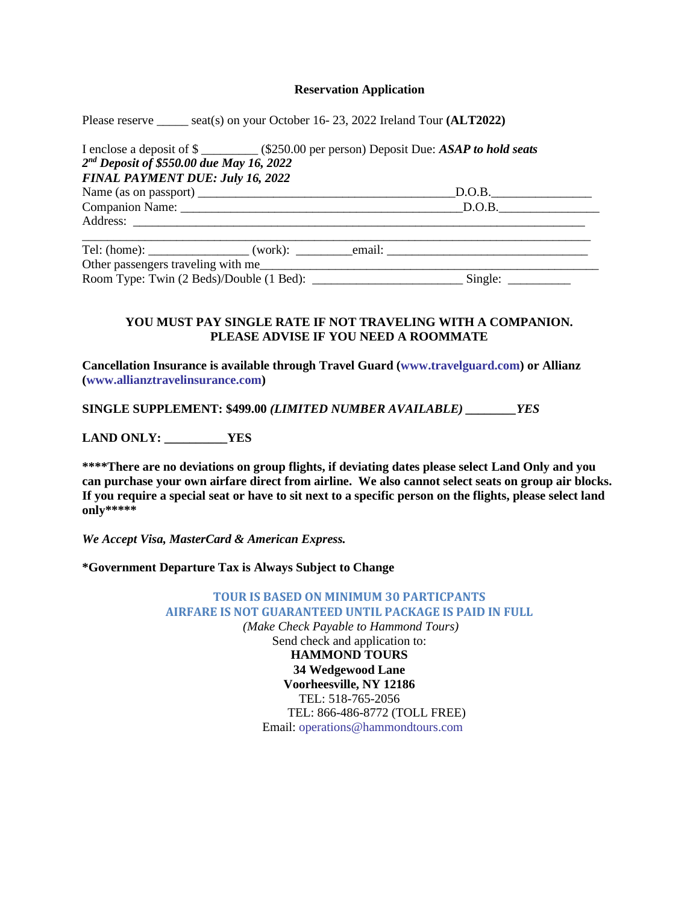**Reservation Application**

Please reserve _____ seat(s) on your October 16- 23, 2022 Ireland Tour **(ALT2022)**

I enclose a deposit of $ _________ ($250.00 per person) Deposit Due: ***ASAP to hold seats***
***2nd Deposit of $550.00 due May 16, 2022***
***FINAL PAYMENT DUE: July 16, 2022***

Name (as on passport) _________________________________________D.O.B.________________
Companion Name: _____________________________________________D.O.B.________________
Address: ____________________________________________________________________________
_____________________________________________________________________________________
Tel: (home): ________________ (work): _________email: ________________________________
Other passengers traveling with me___________________________________________________
Room Type: Twin (2 Beds)/Double (1 Bed): ________________________ Single: __________

**YOU MUST PAY SINGLE RATE IF NOT TRAVELING WITH A COMPANION.**
**PLEASE ADVISE IF YOU NEED A ROOMMATE**

**Cancellation Insurance is available through Travel Guard (www.travelguard.com) or Allianz (www.allianztravelinsurance.com)**

**SINGLE SUPPLEMENT: $499.00 *(LIMITED NUMBER AVAILABLE)* ________*YES***

**LAND ONLY: __________YES**

**\*\*\*\*There are no deviations on group flights, if deviating dates please select Land Only and you can purchase your own airfare direct from airline. We also cannot select seats on group air blocks. If you require a special seat or have to sit next to a specific person on the flights, please select land only\*\*\*\*\***

*We Accept Visa, MasterCard & American Express.*

**\*Government Departure Tax is Always Subject to Change**

**TOUR IS BASED ON MINIMUM 30 PARTICPANTS**
**AIRFARE IS NOT GUARANTEED UNTIL PACKAGE IS PAID IN FULL**

*(Make Check Payable to Hammond Tours)*
Send check and application to:
**HAMMOND TOURS**
**34 Wedgewood Lane**
**Voorheesville, NY 12186**
TEL: 518-765-2056
TEL: 866-486-8772 (TOLL FREE)
Email: operations@hammondtours.com